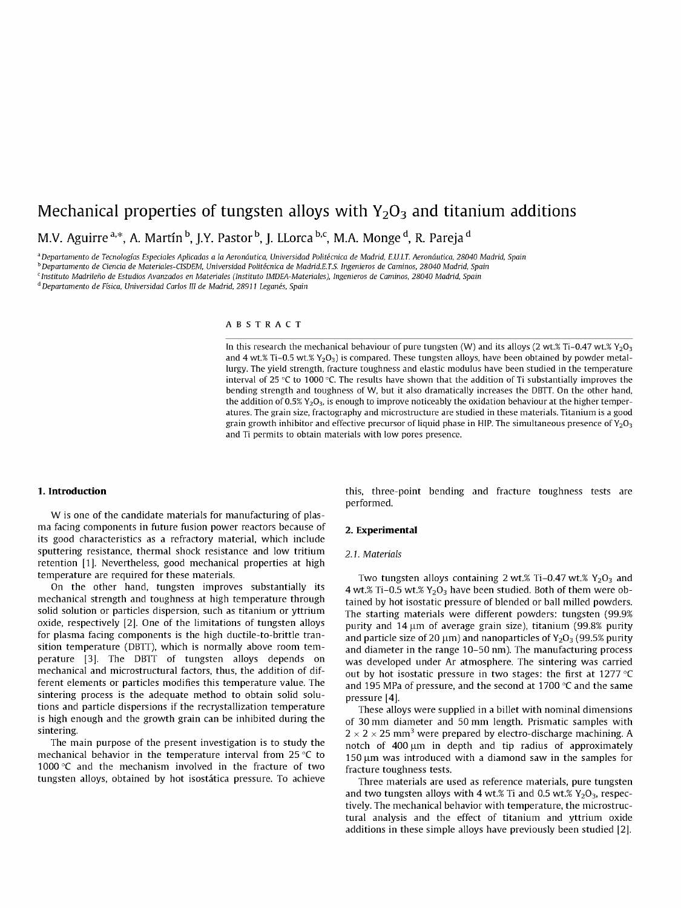# Mechanical properties of tungsten alloys with $Y_2O_3$ and titanium additions

M.V. Aguirre [a,*], A. Martín [b], J.Y. Pastor [b], J. LLorca [b,c], M.A. Monge [d], R. Pareja [d]

[a] *Departamento de Tecnologías Especiales Aplicadas a la Aeronáutica, Universidad Politécnica de Madrid, E.U.I.T. Aeronáutica, 28040 Madrid, Spain*

[b] *Departamento de Ciencia de Materiales-CISDEM, Universidad Politécnica de Madrid.E.T.S. Ingenieros de Caminos, 28040 Madrid, Spain*

[c] *Instituto Madrileño de Estudios Avanzados en Materiales (Instituto IMDEA-Materiales), Ingenieros de Caminos, 28040 Madrid, Spain*

[d] *Departamento de Física, Universidad Carlos III de Madrid, 28911 Leganés, Spain*

## ABSTRACT

In this research the mechanical behaviour of pure tungsten (W) and its alloys (2 wt.% Ti–0.47 wt.% $Y_2O_3$ and 4 wt.% Ti–0.5 wt.% $Y_2O_3$) is compared. These tungsten alloys, have been obtained by powder metallurgy. The yield strength, fracture toughness and elastic modulus have been studied in the temperature interval of 25 °C to 1000 °C. The results have shown that the addition of Ti substantially improves the bending strength and toughness of W, but it also dramatically increases the DBTT. On the other hand, the addition of 0.5% $Y_2O_3$, is enough to improve noticeably the oxidation behaviour at the higher temperatures. The grain size, fractography and microstructure are studied in these materials. Titanium is a good grain growth inhibitor and effective precursor of liquid phase in HIP. The simultaneous presence of $Y_2O_3$ and Ti permits to obtain materials with low pores presence.

## 1. Introduction

W is one of the candidate materials for manufacturing of plasma facing components in future fusion power reactors because of its good characteristics as a refractory material, which include sputtering resistance, thermal shock resistance and low tritium retention [1]. Nevertheless, good mechanical properties at high temperature are required for these materials.

On the other hand, tungsten improves substantially its mechanical strength and toughness at high temperature through solid solution or particles dispersion, such as titanium or yttrium oxide, respectively [2]. One of the limitations of tungsten alloys for plasma facing components is the high ductile-to-brittle transition temperature (DBTT), which is normally above room temperature [3]. The DBTT of tungsten alloys depends on mechanical and microstructural factors, thus, the addition of different elements or particles modifies this temperature value. The sintering process is the adequate method to obtain solid solutions and particle dispersions if the recrystallization temperature is high enough and the growth grain can be inhibited during the sintering.

The main purpose of the present investigation is to study the mechanical behavior in the temperature interval from 25 °C to 1000 °C and the mechanism involved in the fracture of two tungsten alloys, obtained by hot isostática pressure. To achieve this, three-point bending and fracture toughness tests are performed.

## 2. Experimental

### 2.1. Materials

Two tungsten alloys containing 2 wt.% Ti–0.47 wt.% $Y_2O_3$ and 4 wt.% Ti–0.5 wt.% $Y_2O_3$ have been studied. Both of them were obtained by hot isostatic pressure of blended or ball milled powders. The starting materials were different powders: tungsten (99.9% purity and 14 μm of average grain size), titanium (99.8% purity and particle size of 20 μm) and nanoparticles of $Y_2O_3$ (99.5% purity and diameter in the range 10–50 nm). The manufacturing process was developed under Ar atmosphere. The sintering was carried out by hot isostatic pressure in two stages: the first at 1277 °C and 195 MPa of pressure, and the second at 1700 °C and the same pressure [4].

These alloys were supplied in a billet with nominal dimensions of 30 mm diameter and 50 mm length. Prismatic samples with $2 \times 2 \times 25$ mm$^3$ were prepared by electro-discharge machining. A notch of 400 μm in depth and tip radius of approximately 150 μm was introduced with a diamond saw in the samples for fracture toughness tests.

Three materials are used as reference materials, pure tungsten and two tungsten alloys with 4 wt.% Ti and 0.5 wt.% $Y_2O_3$, respectively. The mechanical behavior with temperature, the microstructural analysis and the effect of titanium and yttrium oxide additions in these simple alloys have previously been studied [2].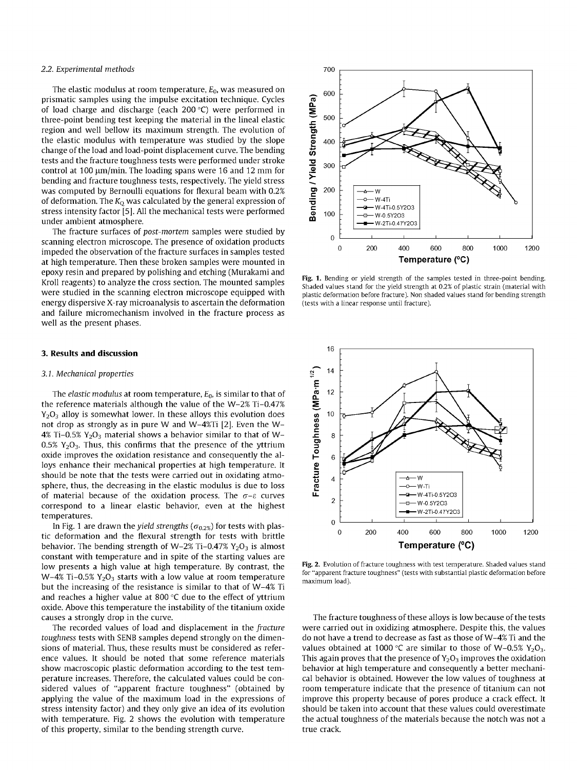### 2.2. Experimental methods

The elastic modulus at room temperature, $E_0$, was measured on prismatic samples using the impulse excitation technique. Cycles of load charge and discharge (each 200 °C) were performed in three-point bending test keeping the material in the lineal elastic region and well bellow its maximum strength. The evolution of the elastic modulus with temperature was studied by the slope change of the load and load-point displacement curve. The bending tests and the fracture toughness tests were performed under stroke control at 100 μm/min. The loading spans were 16 and 12 mm for bending and fracture toughness tests, respectively. The yield stress was computed by Bernoulli equations for flexural beam with 0.2% of deformation. The $K_Q$ was calculated by the general expression of stress intensity factor [5]. All the mechanical tests were performed under ambient atmosphere.

The fracture surfaces of *post-mortem* samples were studied by scanning electron microscope. The presence of oxidation products impeded the observation of the fracture surfaces in samples tested at high temperature. Then these broken samples were mounted in epoxy resin and prepared by polishing and etching (Murakami and Kroll reagents) to analyze the cross section. The mounted samples were studied in the scanning electron microscope equipped with energy dispersive X-ray microanalysis to ascertain the deformation and failure micromechanism involved in the fracture process as well as the present phases.

## 3. Results and discussion

### 3.1. Mechanical properties

The *elastic modulus* at room temperature, $E_0$, is similar to that of the reference materials although the value of the W–2% Ti–0.47% $Y_2O_3$ alloy is somewhat lower. In these alloys this evolution does not drop as strongly as in pure W and W–4%Ti [2]. Even the W–4% Ti–0.5% $Y_2O_3$ material shows a behavior similar to that of W–0.5% $Y_2O_3$. Thus, this confirms that the presence of the yttrium oxide improves the oxidation resistance and consequently the alloys enhance their mechanical properties at high temperature. It should be note that the tests were carried out in oxidating atmosphere, thus, the decreasing in the elastic modulus is due to loss of material because of the oxidation process. The $\sigma$–$\varepsilon$ curves correspond to a linear elastic behavior, even at the highest temperatures.

In Fig. 1 are drawn the *yield strengths* ($\sigma_{0.2\%}$) for tests with plastic deformation and the flexural strength for tests with brittle behavior. The bending strength of W–2% Ti–0.47% $Y_2O_3$ is almost constant with temperature and in spite of the starting values are low presents a high value at high temperature. By contrast, the W–4% Ti–0.5% $Y_2O_3$ starts with a low value at room temperature but the increasing of the resistance is similar to that of W–4% Ti and reaches a higher value at 800 °C due to the effect of yttrium oxide. Above this temperature the instability of the titanium oxide causes a strongly drop in the curve.

The recorded values of load and displacement in the *fracture toughness* tests with SENB samples depend strongly on the dimensions of material. Thus, these results must be considered as reference values. It should be noted that some reference materials show macroscopic plastic deformation according to the test temperature increases. Therefore, the calculated values could be considered values of "apparent fracture toughness" (obtained by applying the value of the maximum load in the expressions of stress intensity factor) and they only give an idea of its evolution with temperature. Fig. 2 shows the evolution with temperature of this property, similar to the bending strength curve.

Fig. 1. Bending or yield strength of the samples tested in three-point bending. Shaded values stand for the yield strength at 0.2% of plastic strain (material with plastic deformation before fracture). Non shaded values stand for bending strength (tests with a linear response until fracture).

Fig. 2. Evolution of fracture toughness with test temperature. Shaded values stand for "apparent fracture toughness" (tests with substantial plastic deformation before maximum load).

The fracture toughness of these alloys is low because of the tests were carried out in oxidizing atmosphere. Despite this, the values do not have a trend to decrease as fast as those of W–4% Ti and the values obtained at 1000 °C are similar to those of W–0.5% $Y_2O_3$. This again proves that the presence of $Y_2O_3$ improves the oxidation behavior at high temperature and consequently a better mechanical behavior is obtained. However the low values of toughness at room temperature indicate that the presence of titanium can not improve this property because of pores produce a crack effect. It should be taken into account that these values could overestimate the actual toughness of the materials because the notch was not a true crack.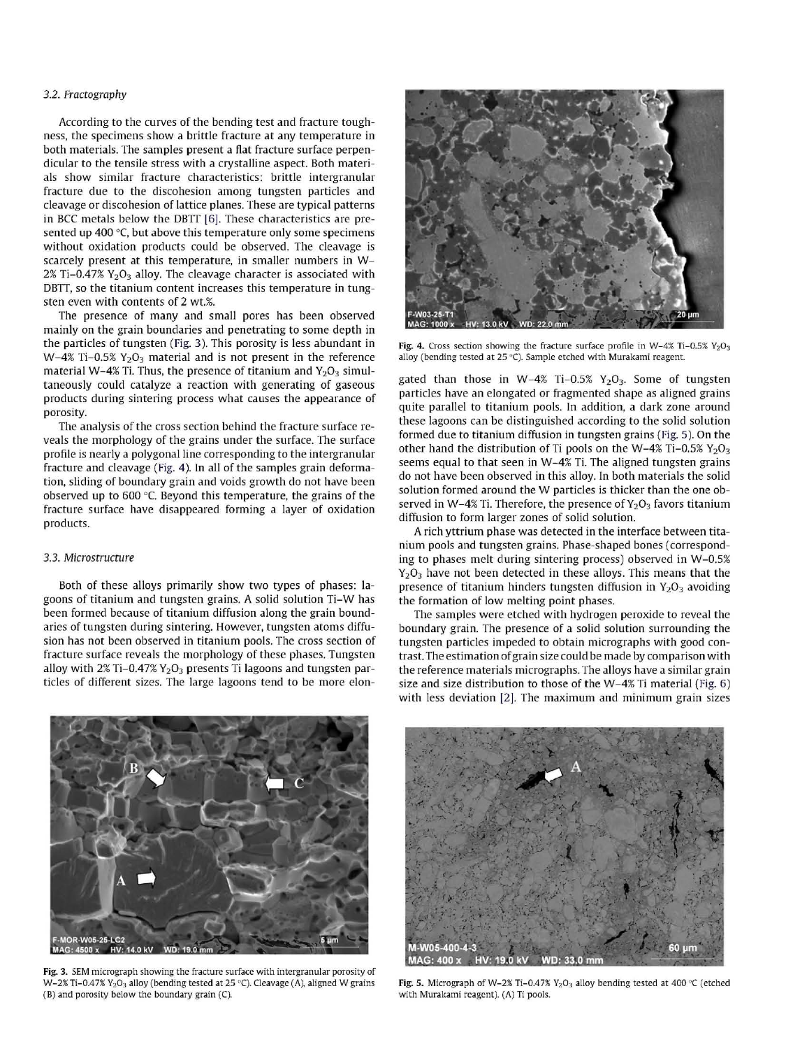### 3.2. Fractography

According to the curves of the bending test and fracture toughness, the specimens show a brittle fracture at any temperature in both materials. The samples present a flat fracture surface perpendicular to the tensile stress with a crystalline aspect. Both materials show similar fracture characteristics: brittle intergranular fracture due to the discohesion among tungsten particles and cleavage or discohesion of lattice planes. These are typical patterns in BCC metals below the DBTT [6]. These characteristics are presented up 400 °C, but above this temperature only some specimens without oxidation products could be observed. The cleavage is scarcely present at this temperature, in smaller numbers in W–2% Ti–0.47% $Y_2O_3$ alloy. The cleavage character is associated with DBTT, so the titanium content increases this temperature in tungsten even with contents of 2 wt.%.

The presence of many and small pores has been observed mainly on the grain boundaries and penetrating to some depth in the particles of tungsten (Fig. 3). This porosity is less abundant in W–4% Ti–0.5% $Y_2O_3$ material and is not present in the reference material W–4% Ti. Thus, the presence of titanium and $Y_2O_3$ simultaneously could catalyze a reaction with generating of gaseous products during sintering process what causes the appearance of porosity.

The analysis of the cross section behind the fracture surface reveals the morphology of the grains under the surface. The surface profile is nearly a polygonal line corresponding to the intergranular fracture and cleavage (Fig. 4). In all of the samples grain deformation, sliding of boundary grain and voids growth do not have been observed up to 600 °C. Beyond this temperature, the grains of the fracture surface have disappeared forming a layer of oxidation products.

### 3.3. Microstructure

Both of these alloys primarily show two types of phases: lagoons of titanium and tungsten grains. A solid solution Ti–W has been formed because of titanium diffusion along the grain boundaries of tungsten during sintering. However, tungsten atoms diffusion has not been observed in titanium pools. The cross section of fracture surface reveals the morphology of these phases. Tungsten alloy with 2% Ti–0.47% $Y_2O_3$ presents Ti lagoons and tungsten particles of different sizes. The large lagoons tend to be more elongated than those in W–4% Ti–0.5% $Y_2O_3$. Some of tungsten particles have an elongated or fragmented shape as aligned grains quite parallel to titanium pools. In addition, a dark zone around these lagoons can be distinguished according to the solid solution formed due to titanium diffusion in tungsten grains (Fig. 5). On the other hand the distribution of Ti pools on the W–4% Ti–0.5% $Y_2O_3$ seems equal to that seen in W–4% Ti. The aligned tungsten grains do not have been observed in this alloy. In both materials the solid solution formed around the W particles is thicker than the one observed in W–4% Ti. Therefore, the presence of $Y_2O_3$ favors titanium diffusion to form larger zones of solid solution.

A rich yttrium phase was detected in the interface between titanium pools and tungsten grains. Phase-shaped bones (corresponding to phases melt during sintering process) observed in W–0.5% $Y_2O_3$ have not been detected in these alloys. This means that the presence of titanium hinders tungsten diffusion in $Y_2O_3$ avoiding the formation of low melting point phases.

The samples were etched with hydrogen peroxide to reveal the boundary grain. The presence of a solid solution surrounding the tungsten particles impeded to obtain micrographs with good contrast. The estimation of grain size could be made by comparison with the reference materials micrographs. The alloys have a similar grain size and size distribution to those of the W–4% Ti material (Fig. 6) with less deviation [2]. The maximum and minimum grain sizes

Fig. 3. SEM micrograph showing the fracture surface with intergranular porosity of W–2% Ti–0.47% $Y_2O_3$ alloy (bending tested at 25 °C). Cleavage (A), aligned W grains (B) and porosity below the boundary grain (C).

Fig. 4. Cross section showing the fracture surface profile in W–4% Ti–0.5% $Y_2O_3$ alloy (bending tested at 25 °C). Sample etched with Murakami reagent.

Fig. 5. Micrograph of W–2% Ti–0.47% $Y_2O_3$ alloy bending tested at 400 °C (etched with Murakami reagent). (A) Ti pools.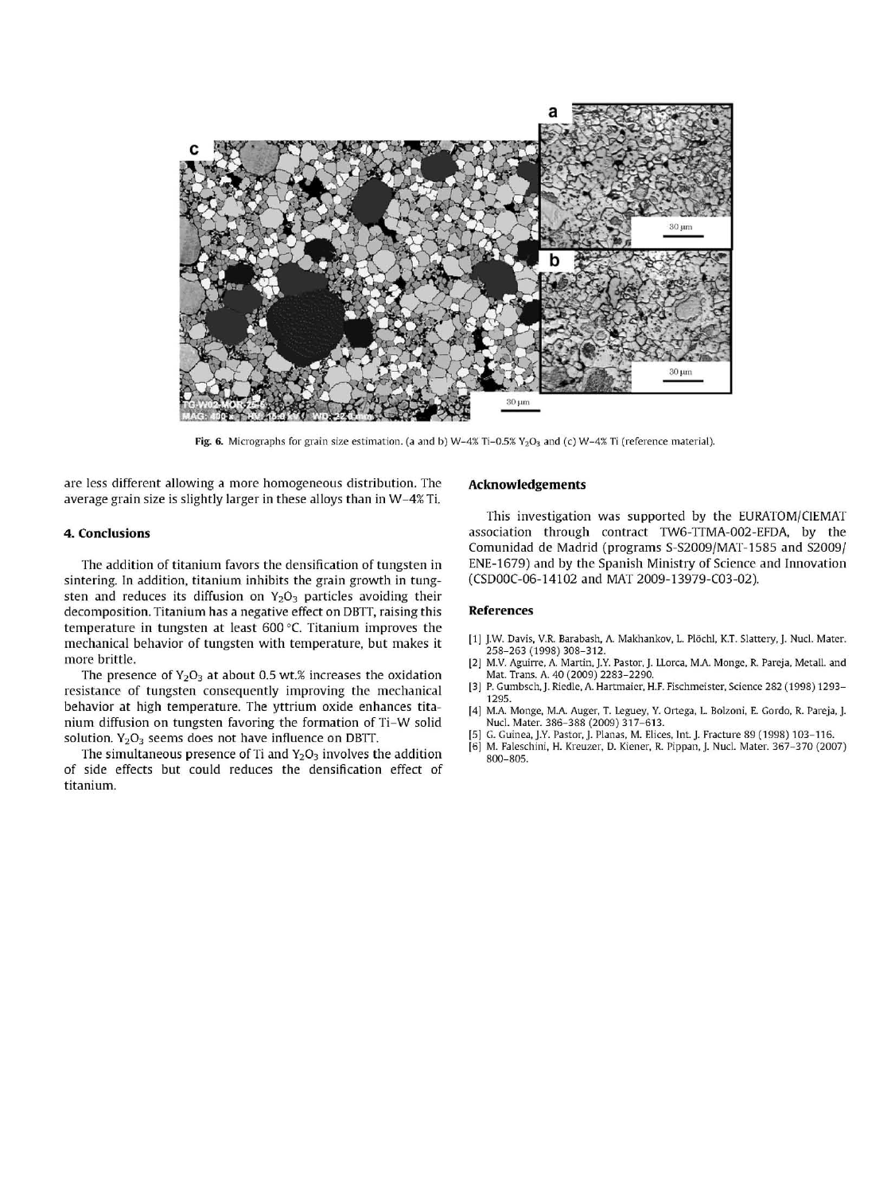Fig. 6. Micrographs for grain size estimation. (a and b) W–4% Ti–0.5% $Y_2O_3$ and (c) W–4% Ti (reference material).

are less different allowing a more homogeneous distribution. The average grain size is slightly larger in these alloys than in W–4% Ti.

## 4. Conclusions

The addition of titanium favors the densification of tungsten in sintering. In addition, titanium inhibits the grain growth in tungsten and reduces its diffusion on $Y_2O_3$ particles avoiding their decomposition. Titanium has a negative effect on DBTT, raising this temperature in tungsten at least 600 °C. Titanium improves the mechanical behavior of tungsten with temperature, but makes it more brittle.

The presence of $Y_2O_3$ at about 0.5 wt.% increases the oxidation resistance of tungsten consequently improving the mechanical behavior at high temperature. The yttrium oxide enhances titanium diffusion on tungsten favoring the formation of Ti–W solid solution. $Y_2O_3$ seems does not have influence on DBTT.

The simultaneous presence of Ti and $Y_2O_3$ involves the addition of side effects but could reduces the densification effect of titanium.

## Acknowledgements

This investigation was supported by the EURATOM/CIEMAT association through contract TW6-TTMA-002-EFDA, by the Comunidad de Madrid (programs S-S2009/MAT-1585 and S2009/ENE-1679) and by the Spanish Ministry of Science and Innovation (CSD00C-06-14102 and MAT 2009-13979-C03-02).

## References

[1] J.W. Davis, V.R. Barabash, A. Makhankov, L. Plöchl, K.T. Slattery, J. Nucl. Mater. 258–263 (1998) 308–312.
[2] M.V. Aguirre, A. Martin, J.Y. Pastor, J. LLorca, M.A. Monge, R. Pareja, Metall. and Mat. Trans. A. 40 (2009) 2283–2290.
[3] P. Gumbsch, J. Riedle, A. Hartmaier, H.F. Fischmeister, Science 282 (1998) 1293–1295.
[4] M.A. Monge, M.A. Auger, T. Leguey, Y. Ortega, L. Bolzoni, E. Gordo, R. Pareja, J. Nucl. Mater. 386–388 (2009) 317–613.
[5] G. Guinea, J.Y. Pastor, J. Planas, M. Elices, Int. J. Fracture 89 (1998) 103–116.
[6] M. Faleschini, H. Kreuzer, D. Kiener, R. Pippan, J. Nucl. Mater. 367–370 (2007) 800–805.